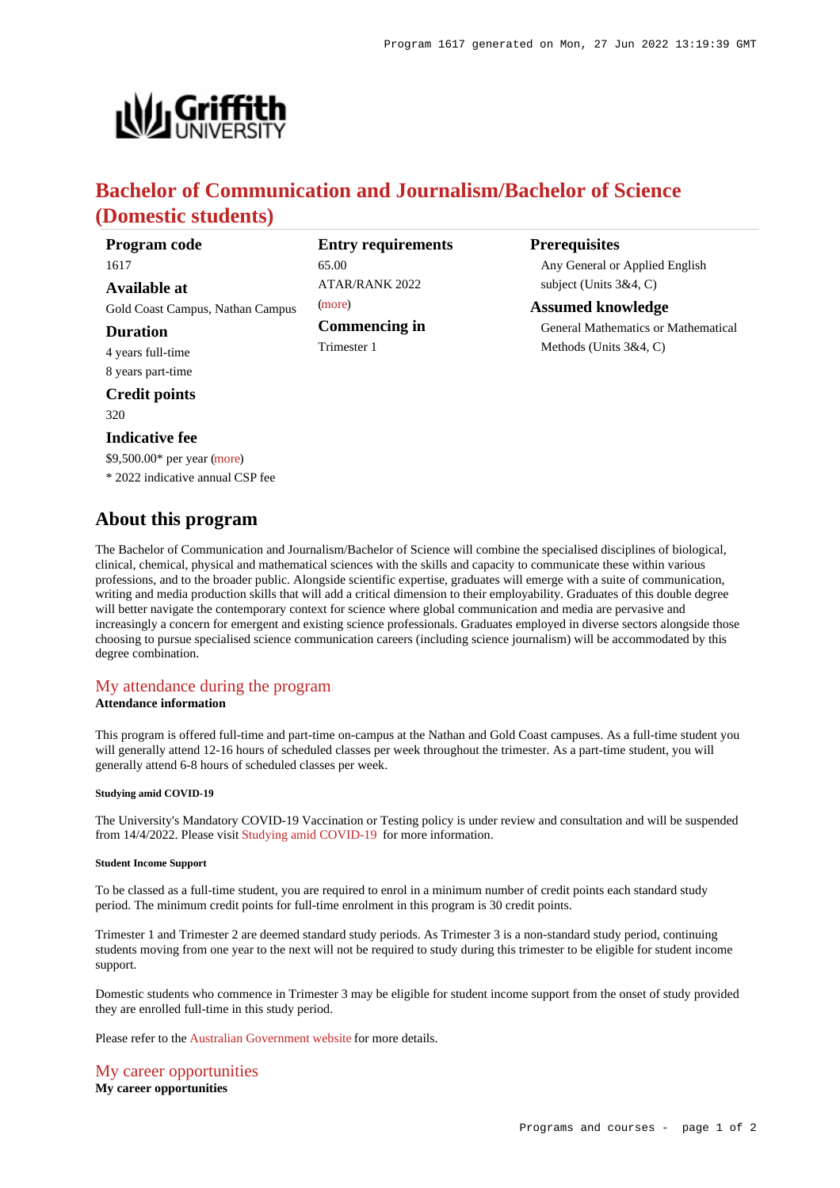# Bachelor of Communication and Journalism/Bachelor of Science (Domestic students)

**Program code**
1617

**Available at**
Gold Coast Campus, Nathan Campus

**Duration**
4 years full-time
8 years part-time

**Credit points**
320

**Indicative fee**
$9,500.00* per year (more)
* 2022 indicative annual CSP fee

**Entry requirements**
65.00
ATAR/RANK 2022
(more)

**Commencing in**
Trimester 1

**Prerequisites**
Any General or Applied English subject (Units 3&4, C)

**Assumed knowledge**
General Mathematics or Mathematical Methods (Units 3&4, C)

## About this program

The Bachelor of Communication and Journalism/Bachelor of Science will combine the specialised disciplines of biological, clinical, chemical, physical and mathematical sciences with the skills and capacity to communicate these within various professions, and to the broader public. Alongside scientific expertise, graduates will emerge with a suite of communication, writing and media production skills that will add a critical dimension to their employability. Graduates of this double degree will better navigate the contemporary context for science where global communication and media are pervasive and increasingly a concern for emergent and existing science professionals. Graduates employed in diverse sectors alongside those choosing to pursue specialised science communication careers (including science journalism) will be accommodated by this degree combination.

### My attendance during the program

**Attendance information**

This program is offered full-time and part-time on-campus at the Nathan and Gold Coast campuses. As a full-time student you will generally attend 12-16 hours of scheduled classes per week throughout the trimester. As a part-time student, you will generally attend 6-8 hours of scheduled classes per week.

###### Studying amid COVID-19

The University's Mandatory COVID-19 Vaccination or Testing policy is under review and consultation and will be suspended from 14/4/2022. Please visit Studying amid COVID-19 for more information.

###### Student Income Support

To be classed as a full-time student, you are required to enrol in a minimum number of credit points each standard study period. The minimum credit points for full-time enrolment in this program is 30 credit points.

Trimester 1 and Trimester 2 are deemed standard study periods. As Trimester 3 is a non-standard study period, continuing students moving from one year to the next will not be required to study during this trimester to be eligible for student income support.

Domestic students who commence in Trimester 3 may be eligible for student income support from the onset of study provided they are enrolled full-time in this study period.

Please refer to the Australian Government website for more details.

### My career opportunities

**My career opportunities**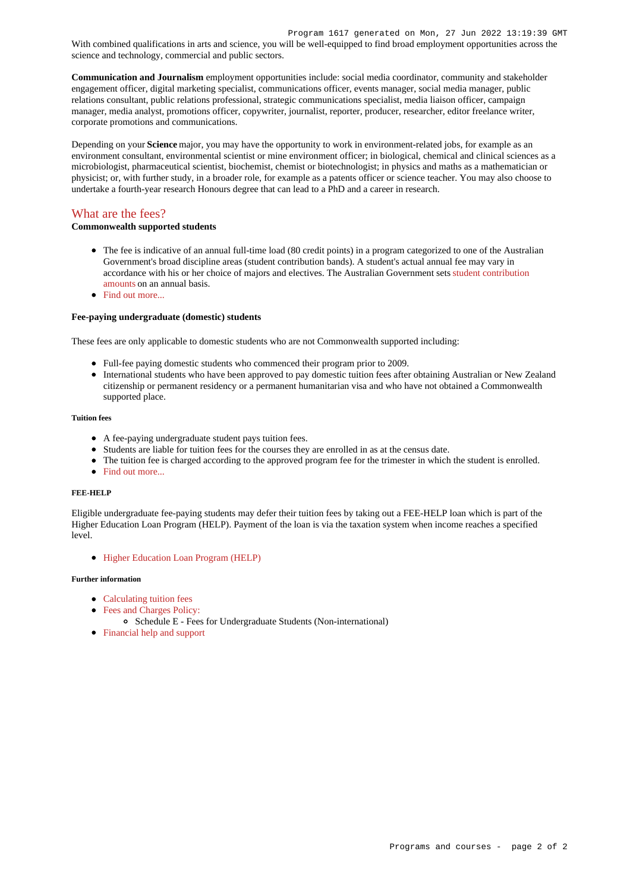With combined qualifications in arts and science, you will be well-equipped to find broad employment opportunities across the science and technology, commercial and public sectors.

**Communication and Journalism** employment opportunities include: social media coordinator, community and stakeholder engagement officer, digital marketing specialist, communications officer, events manager, social media manager, public relations consultant, public relations professional, strategic communications specialist, media liaison officer, campaign manager, media analyst, promotions officer, copywriter, journalist, reporter, producer, researcher, editor freelance writer, corporate promotions and communications.

Depending on your **Science** major, you may have the opportunity to work in environment-related jobs, for example as an environment consultant, environmental scientist or mine environment officer; in biological, chemical and clinical sciences as a microbiologist, pharmaceutical scientist, biochemist, chemist or biotechnologist; in physics and maths as a mathematician or physicist; or, with further study, in a broader role, for example as a patents officer or science teacher. You may also choose to undertake a fourth-year research Honours degree that can lead to a PhD and a career in research.

## What are the fees?

**Commonwealth supported students**

- The fee is indicative of an annual full-time load (80 credit points) in a program categorized to one of the Australian Government's broad discipline areas (student contribution bands). A student's actual annual fee may vary in accordance with his or her choice of majors and electives. The Australian Government sets student contribution amounts on an annual basis.
- Find out more...

**Fee-paying undergraduate (domestic) students**

These fees are only applicable to domestic students who are not Commonwealth supported including:

- Full-fee paying domestic students who commenced their program prior to 2009.
- International students who have been approved to pay domestic tuition fees after obtaining Australian or New Zealand citizenship or permanent residency or a permanent humanitarian visa and who have not obtained a Commonwealth supported place.

##### Tuition fees

- A fee-paying undergraduate student pays tuition fees.
- Students are liable for tuition fees for the courses they are enrolled in as at the census date.
- The tuition fee is charged according to the approved program fee for the trimester in which the student is enrolled.
- Find out more...

##### FEE-HELP

Eligible undergraduate fee-paying students may defer their tuition fees by taking out a FEE-HELP loan which is part of the Higher Education Loan Program (HELP). Payment of the loan is via the taxation system when income reaches a specified level.

- Higher Education Loan Program (HELP)

##### Further information

- Calculating tuition fees
- Fees and Charges Policy:
  - Schedule E - Fees for Undergraduate Students (Non-international)
- Financial help and support